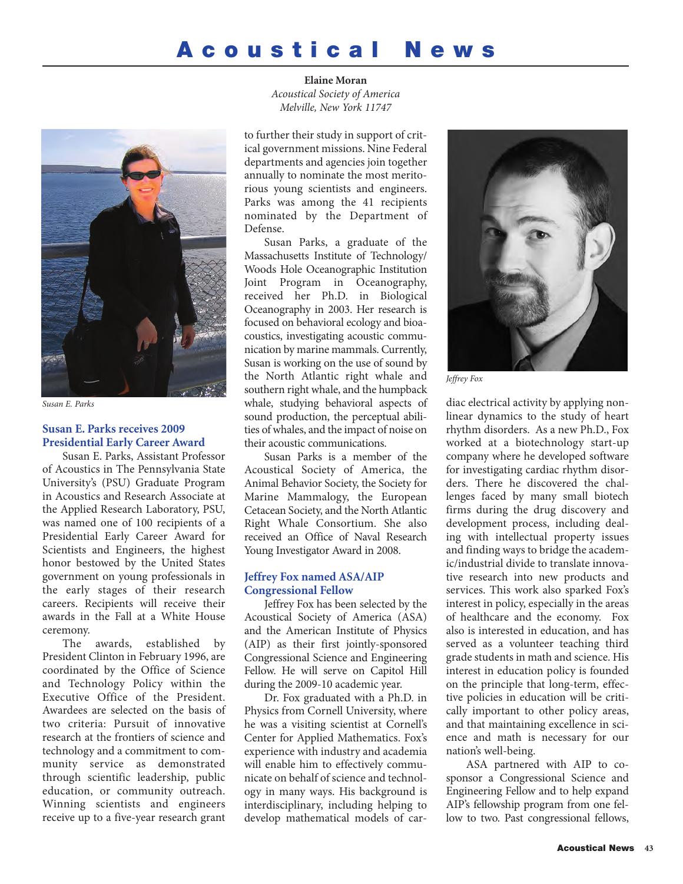# Acoustical News

**Elaine Moran**
*Acoustical Society of America*
*Melville, New York 11747*

*Susan E. Parks*

## Susan E. Parks receives 2009 Presidential Early Career Award

Susan E. Parks, Assistant Professor of Acoustics in The Pennsylvania State University's (PSU) Graduate Program in Acoustics and Research Associate at the Applied Research Laboratory, PSU, was named one of 100 recipients of a Presidential Early Career Award for Scientists and Engineers, the highest honor bestowed by the United States government on young professionals in the early stages of their research careers. Recipients will receive their awards in the Fall at a White House ceremony.

The awards, established by President Clinton in February 1996, are coordinated by the Office of Science and Technology Policy within the Executive Office of the President. Awardees are selected on the basis of two criteria: Pursuit of innovative research at the frontiers of science and technology and a commitment to community service as demonstrated through scientific leadership, public education, or community outreach. Winning scientists and engineers receive up to a five-year research grant to further their study in support of critical government missions. Nine Federal departments and agencies join together annually to nominate the most meritorious young scientists and engineers. Parks was among the 41 recipients nominated by the Department of Defense.

Susan Parks, a graduate of the Massachusetts Institute of Technology/ Woods Hole Oceanographic Institution Joint Program in Oceanography, received her Ph.D. in Biological Oceanography in 2003. Her research is focused on behavioral ecology and bioacoustics, investigating acoustic communication by marine mammals. Currently, Susan is working on the use of sound by the North Atlantic right whale and southern right whale, and the humpback whale, studying behavioral aspects of sound production, the perceptual abilities of whales, and the impact of noise on their acoustic communications.

Susan Parks is a member of the Acoustical Society of America, the Animal Behavior Society, the Society for Marine Mammalogy, the European Cetacean Society, and the North Atlantic Right Whale Consortium. She also received an Office of Naval Research Young Investigator Award in 2008.

## Jeffrey Fox named ASA/AIP Congressional Fellow

Jeffrey Fox has been selected by the Acoustical Society of America (ASA) and the American Institute of Physics (AIP) as their first jointly-sponsored Congressional Science and Engineering Fellow. He will serve on Capitol Hill during the 2009-10 academic year.

Dr. Fox graduated with a Ph.D. in Physics from Cornell University, where he was a visiting scientist at Cornell's Center for Applied Mathematics. Fox's experience with industry and academia will enable him to effectively communicate on behalf of science and technology in many ways. His background is interdisciplinary, including helping to develop mathematical models of cardiac electrical activity by applying nonlinear dynamics to the study of heart rhythm disorders. As a new Ph.D., Fox worked at a biotechnology start-up company where he developed software for investigating cardiac rhythm disorders. There he discovered the challenges faced by many small biotech firms during the drug discovery and development process, including dealing with intellectual property issues and finding ways to bridge the academic/industrial divide to translate innovative research into new products and services. This work also sparked Fox's interest in policy, especially in the areas of healthcare and the economy. Fox also is interested in education, and has served as a volunteer teaching third grade students in math and science. His interest in education policy is founded on the principle that long-term, effective policies in education will be critically important to other policy areas, and that maintaining excellence in science and math is necessary for our nation's well-being.

*Jeffrey Fox*

ASA partnered with AIP to co-sponsor a Congressional Science and Engineering Fellow and to help expand AIP's fellowship program from one fellow to two. Past congressional fellows,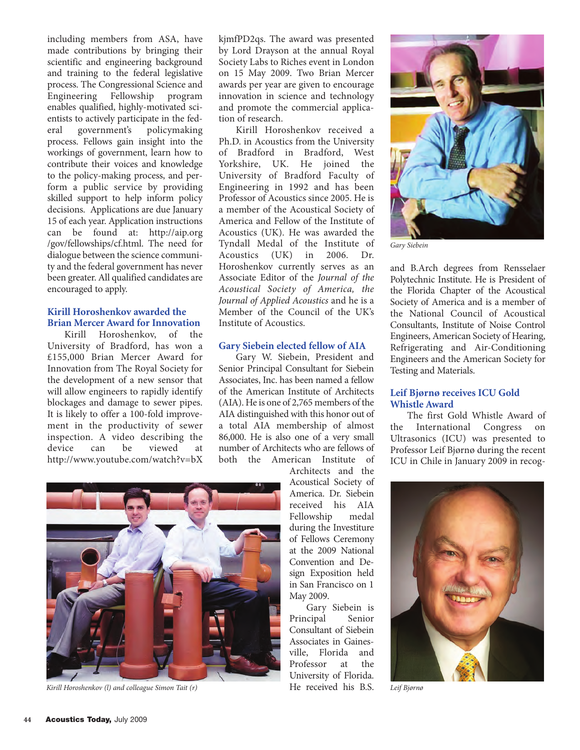including members from ASA, have made contributions by bringing their scientific and engineering background and training to the federal legislative process. The Congressional Science and Engineering Fellowship program enables qualified, highly-motivated scientists to actively participate in the federal government's policymaking process. Fellows gain insight into the workings of government, learn how to contribute their voices and knowledge to the policy-making process, and perform a public service by providing skilled support to help inform policy decisions. Applications are due January 15 of each year. Application instructions can be found at: http://aip.org/gov/fellowships/cf.html. The need for dialogue between the science community and the federal government has never been greater. All qualified candidates are encouraged to apply.

### Kirill Horoshenkov awarded the Brian Mercer Award for Innovation

Kirill Horoshenkov, of the University of Bradford, has won a £155,000 Brian Mercer Award for Innovation from The Royal Society for the development of a new sensor that will allow engineers to rapidly identify blockages and damage to sewer pipes. It is likely to offer a 100-fold improvement in the productivity of sewer inspection. A video describing the device can be viewed at http://www.youtube.com/watch?v=bXkjmfPD2qs. The award was presented by Lord Drayson at the annual Royal Society Labs to Riches event in London on 15 May 2009. Two Brian Mercer awards per year are given to encourage innovation in science and technology and promote the commercial application of research.

Kirill Horoshenkov received a Ph.D. in Acoustics from the University of Bradford in Bradford, West Yorkshire, UK. He joined the University of Bradford Faculty of Engineering in 1992 and has been Professor of Acoustics since 2005. He is a member of the Acoustical Society of America and Fellow of the Institute of Acoustics (UK). He was awarded the Tyndall Medal of the Institute of Acoustics (UK) in 2006. Dr. Horoshenkov currently serves as an Associate Editor of the *Journal of the Acoustical Society of America, the Journal of Applied Acoustics* and he is a Member of the Council of the UK's Institute of Acoustics.

*Kirill Horoshenkov (l) and colleague Simon Tait (r)*

### Gary Siebein elected fellow of AIA

Gary W. Siebein, President and Senior Principal Consultant for Siebein Associates, Inc. has been named a fellow of the American Institute of Architects (AIA). He is one of 2,765 members of the AIA distinguished with this honor out of a total AIA membership of almost 86,000. He is also one of a very small number of Architects who are fellows of both the American Institute of Architects and the Acoustical Society of America. Dr. Siebein received his AIA Fellowship medal during the Investiture of Fellows Ceremony at the 2009 National Convention and Design Exposition held in San Francisco on 1 May 2009.

Gary Siebein is Principal Senior Consultant of Siebein Associates in Gainesville, Florida and Professor at the University of Florida. He received his B.S. and B.Arch degrees from Rensselaer Polytechnic Institute. He is President of the Florida Chapter of the Acoustical Society of America and is a member of the National Council of Acoustical Consultants, Institute of Noise Control Engineers, American Society of Hearing, Refrigerating and Air-Conditioning Engineers and the American Society for Testing and Materials.

*Gary Siebein*

### Leif Bjørnø receives ICU Gold Whistle Award

The first Gold Whistle Award of the International Congress on Ultrasonics (ICU) was presented to Professor Leif Bjørnø during the recent ICU in Chile in January 2009 in recog-

*Leif Bjørnø*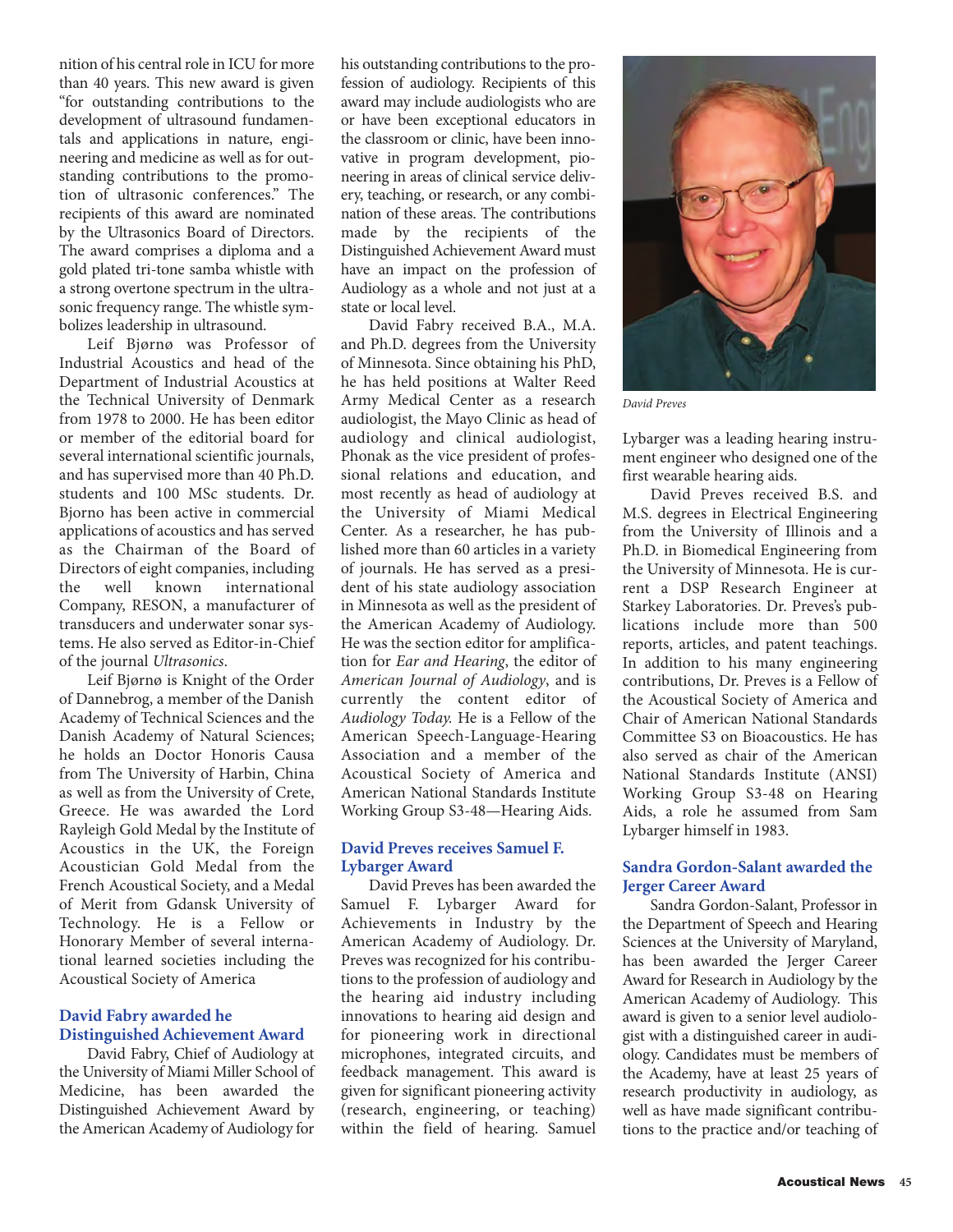nition of his central role in ICU for more than 40 years. This new award is given "for outstanding contributions to the development of ultrasound fundamentals and applications in nature, engineering and medicine as well as for outstanding contributions to the promotion of ultrasonic conferences." The recipients of this award are nominated by the Ultrasonics Board of Directors. The award comprises a diploma and a gold plated tri-tone samba whistle with a strong overtone spectrum in the ultrasonic frequency range. The whistle symbolizes leadership in ultrasound.

Leif Bjørnø was Professor of Industrial Acoustics and head of the Department of Industrial Acoustics at the Technical University of Denmark from 1978 to 2000. He has been editor or member of the editorial board for several international scientific journals, and has supervised more than 40 Ph.D. students and 100 MSc students. Dr. Bjorno has been active in commercial applications of acoustics and has served as the Chairman of the Board of Directors of eight companies, including the well known international Company, RESON, a manufacturer of transducers and underwater sonar systems. He also served as Editor-in-Chief of the journal *Ultrasonics*.

Leif Bjørnø is Knight of the Order of Dannebrog, a member of the Danish Academy of Technical Sciences and the Danish Academy of Natural Sciences; he holds an Doctor Honoris Causa from The University of Harbin, China as well as from the University of Crete, Greece. He was awarded the Lord Rayleigh Gold Medal by the Institute of Acoustics in the UK, the Foreign Acoustician Gold Medal from the French Acoustical Society, and a Medal of Merit from Gdansk University of Technology. He is a Fellow or Honorary Member of several international learned societies including the Acoustical Society of America

### David Fabry awarded he Distinguished Achievement Award

David Fabry, Chief of Audiology at the University of Miami Miller School of Medicine, has been awarded the Distinguished Achievement Award by the American Academy of Audiology for his outstanding contributions to the profession of audiology. Recipients of this award may include audiologists who are or have been exceptional educators in the classroom or clinic, have been innovative in program development, pioneering in areas of clinical service delivery, teaching, or research, or any combination of these areas. The contributions made by the recipients of the Distinguished Achievement Award must have an impact on the profession of Audiology as a whole and not just at a state or local level.

David Fabry received B.A., M.A. and Ph.D. degrees from the University of Minnesota. Since obtaining his PhD, he has held positions at Walter Reed Army Medical Center as a research audiologist, the Mayo Clinic as head of audiology and clinical audiologist, Phonak as the vice president of professional relations and education, and most recently as head of audiology at the University of Miami Medical Center. As a researcher, he has published more than 60 articles in a variety of journals. He has served as a president of his state audiology association in Minnesota as well as the president of the American Academy of Audiology. He was the section editor for amplification for *Ear and Hearing*, the editor of *American Journal of Audiology*, and is currently the content editor of *Audiology Today.* He is a Fellow of the American Speech-Language-Hearing Association and a member of the Acoustical Society of America and American National Standards Institute Working Group S3-48—Hearing Aids.

### David Preves receives Samuel F. Lybarger Award

David Preves has been awarded the Samuel F. Lybarger Award for Achievements in Industry by the American Academy of Audiology. Dr. Preves was recognized for his contributions to the profession of audiology and the hearing aid industry including innovations to hearing aid design and for pioneering work in directional microphones, integrated circuits, and feedback management. This award is given for significant pioneering activity (research, engineering, or teaching) within the field of hearing. Samuel Lybarger was a leading hearing instrument engineer who designed one of the first wearable hearing aids.

*David Preves*

David Preves received B.S. and M.S. degrees in Electrical Engineering from the University of Illinois and a Ph.D. in Biomedical Engineering from the University of Minnesota. He is current a DSP Research Engineer at Starkey Laboratories. Dr. Preves's publications include more than 500 reports, articles, and patent teachings. In addition to his many engineering contributions, Dr. Preves is a Fellow of the Acoustical Society of America and Chair of American National Standards Committee S3 on Bioacoustics. He has also served as chair of the American National Standards Institute (ANSI) Working Group S3-48 on Hearing Aids, a role he assumed from Sam Lybarger himself in 1983.

### Sandra Gordon-Salant awarded the Jerger Career Award

Sandra Gordon-Salant, Professor in the Department of Speech and Hearing Sciences at the University of Maryland, has been awarded the Jerger Career Award for Research in Audiology by the American Academy of Audiology. This award is given to a senior level audiologist with a distinguished career in audiology. Candidates must be members of the Academy, have at least 25 years of research productivity in audiology, as well as have made significant contributions to the practice and/or teaching of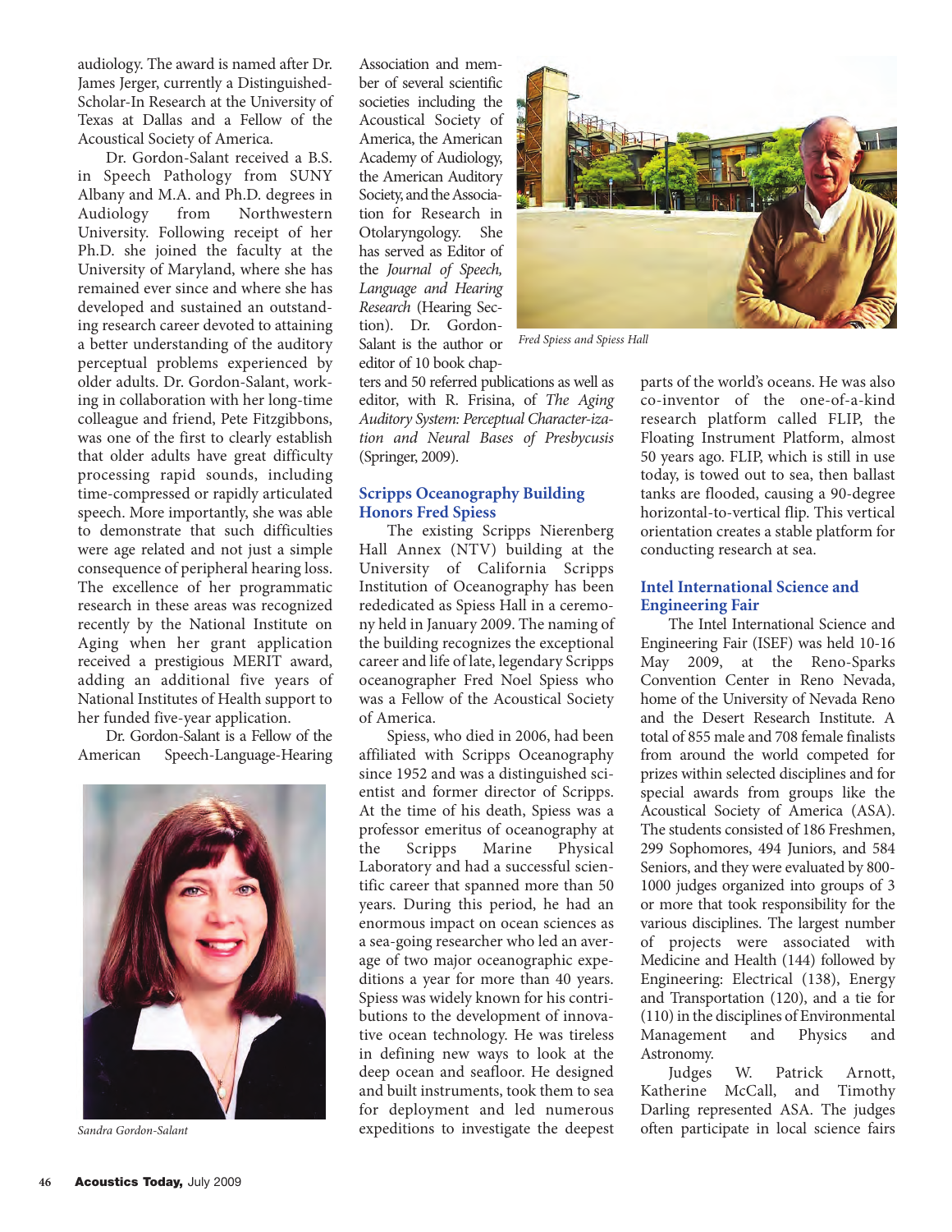audiology. The award is named after Dr. James Jerger, currently a Distinguished-Scholar-In Research at the University of Texas at Dallas and a Fellow of the Acoustical Society of America.

Dr. Gordon-Salant received a B.S. in Speech Pathology from SUNY Albany and M.A. and Ph.D. degrees in Audiology from Northwestern University. Following receipt of her Ph.D. she joined the faculty at the University of Maryland, where she has remained ever since and where she has developed and sustained an outstanding research career devoted to attaining a better understanding of the auditory perceptual problems experienced by older adults. Dr. Gordon-Salant, working in collaboration with her long-time colleague and friend, Pete Fitzgibbons, was one of the first to clearly establish that older adults have great difficulty processing rapid sounds, including time-compressed or rapidly articulated speech. More importantly, she was able to demonstrate that such difficulties were age related and not just a simple consequence of peripheral hearing loss. The excellence of her programmatic research in these areas was recognized recently by the National Institute on Aging when her grant application received a prestigious MERIT award, adding an additional five years of National Institutes of Health support to her funded five-year application.

Dr. Gordon-Salant is a Fellow of the American Speech-Language-Hearing Association and member of several scientific societies including the Acoustical Society of America, the American Academy of Audiology, the American Auditory Society, and the Association for Research in Otolaryngology. She has served as Editor of the *Journal of Speech, Language and Hearing Research* (Hearing Section). Dr. Gordon-Salant is the author or editor of 10 book chapters and 50 referred publications as well as editor, with R. Frisina, of *The Aging Auditory System: Perceptual Character-ization and Neural Bases of Presbycusis* (Springer, 2009).

*Sandra Gordon-Salant*

*Fred Spiess and Spiess Hall*

### Scripps Oceanography Building Honors Fred Spiess

The existing Scripps Nierenberg Hall Annex (NTV) building at the University of California Scripps Institution of Oceanography has been rededicated as Spiess Hall in a ceremony held in January 2009. The naming of the building recognizes the exceptional career and life of late, legendary Scripps oceanographer Fred Noel Spiess who was a Fellow of the Acoustical Society of America.

Spiess, who died in 2006, had been affiliated with Scripps Oceanography since 1952 and was a distinguished scientist and former director of Scripps. At the time of his death, Spiess was a professor emeritus of oceanography at the Scripps Marine Physical Laboratory and had a successful scientific career that spanned more than 50 years. During this period, he had an enormous impact on ocean sciences as a sea-going researcher who led an average of two major oceanographic expeditions a year for more than 40 years. Spiess was widely known for his contributions to the development of innovative ocean technology. He was tireless in defining new ways to look at the deep ocean and seafloor. He designed and built instruments, took them to sea for deployment and led numerous expeditions to investigate the deepest parts of the world's oceans. He was also co-inventor of the one-of-a-kind research platform called FLIP, the Floating Instrument Platform, almost 50 years ago. FLIP, which is still in use today, is towed out to sea, then ballast tanks are flooded, causing a 90-degree horizontal-to-vertical flip. This vertical orientation creates a stable platform for conducting research at sea.

### Intel International Science and Engineering Fair

The Intel International Science and Engineering Fair (ISEF) was held 10-16 May 2009, at the Reno-Sparks Convention Center in Reno Nevada, home of the University of Nevada Reno and the Desert Research Institute. A total of 855 male and 708 female finalists from around the world competed for prizes within selected disciplines and for special awards from groups like the Acoustical Society of America (ASA). The students consisted of 186 Freshmen, 299 Sophomores, 494 Juniors, and 584 Seniors, and they were evaluated by 800-1000 judges organized into groups of 3 or more that took responsibility for the various disciplines. The largest number of projects were associated with Medicine and Health (144) followed by Engineering: Electrical (138), Energy and Transportation (120), and a tie for (110) in the disciplines of Environmental Management and Physics and Astronomy.

Judges W. Patrick Arnott, Katherine McCall, and Timothy Darling represented ASA. The judges often participate in local science fairs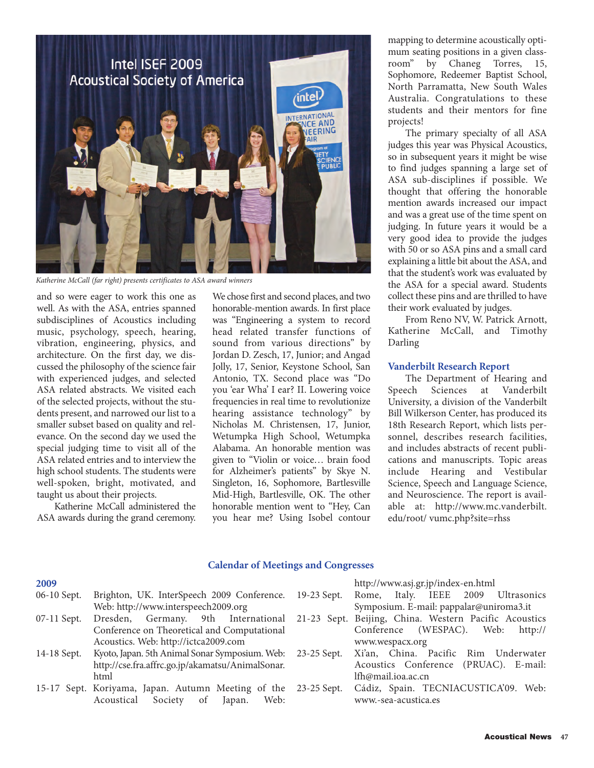*Katherine McCall (far right) presents certificates to ASA award winners*

and so were eager to work this one as well. As with the ASA, entries spanned subdisciplines of Acoustics including music, psychology, speech, hearing, vibration, engineering, physics, and architecture. On the first day, we discussed the philosophy of the science fair with experienced judges, and selected ASA related abstracts. We visited each of the selected projects, without the students present, and narrowed our list to a smaller subset based on quality and relevance. On the second day we used the special judging time to visit all of the ASA related entries and to interview the high school students. The students were well-spoken, bright, motivated, and taught us about their projects.

Katherine McCall administered the ASA awards during the grand ceremony. We chose first and second places, and two honorable-mention awards. In first place was "Engineering a system to record head related transfer functions of sound from various directions" by Jordan D. Zesch, 17, Junior; and Angad Jolly, 17, Senior, Keystone School, San Antonio, TX. Second place was "Do you 'ear Wha' I ear? II. Lowering voice frequencies in real time to revolutionize hearing assistance technology" by Nicholas M. Christensen, 17, Junior, Wetumpka High School, Wetumpka Alabama. An honorable mention was given to "Violin or voice… brain food for Alzheimer's patients" by Skye N. Singleton, 16, Sophomore, Bartlesville Mid-High, Bartlesville, OK. The other honorable mention went to "Hey, Can you hear me? Using Isobel contour mapping to determine acoustically optimum seating positions in a given classroom" by Chaneg Torres, 15, Sophomore, Redeemer Baptist School, North Parramatta, New South Wales Australia. Congratulations to these students and their mentors for fine projects!

The primary specialty of all ASA judges this year was Physical Acoustics, so in subsequent years it might be wise to find judges spanning a large set of ASA sub-disciplines if possible. We thought that offering the honorable mention awards increased our impact and was a great use of the time spent on judging. In future years it would be a very good idea to provide the judges with 50 or so ASA pins and a small card explaining a little bit about the ASA, and that the student's work was evaluated by the ASA for a special award. Students collect these pins and are thrilled to have their work evaluated by judges.

From Reno NV, W. Patrick Arnott, Katherine McCall, and Timothy Darling

### Vanderbilt Research Report

The Department of Hearing and Speech Sciences at Vanderbilt University, a division of the Vanderbilt Bill Wilkerson Center, has produced its 18th Research Report, which lists personnel, describes research facilities, and includes abstracts of recent publications and manuscripts. Topic areas include Hearing and Vestibular Science, Speech and Language Science, and Neuroscience. The report is available at: http://www.mc.vanderbilt.edu/root/ vumc.php?site=rhss

## Calendar of Meetings and Congresses

**2009**

| | |
|---|---|
| 06-10 Sept. | Brighton, UK. InterSpeech 2009 Conference. Web: http://www.interspeech2009.org |
| 07-11 Sept. | Dresden, Germany. 9th International Conference on Theoretical and Computational Acoustics. Web: http://ictca2009.com |
| 14-18 Sept. | Kyoto, Japan. 5th Animal Sonar Symposium. Web: http://cse.fra.affrc.go.jp/akamatsu/AnimalSonar.html |
| 15-17 Sept. | Koriyama, Japan. Autumn Meeting of the Acoustical Society of Japan. Web: http://www.asj.gr.jp/index-en.html |
| 19-23 Sept. | Rome, Italy. IEEE 2009 Ultrasonics Symposium. E-mail: pappalar@uniroma3.it |
| 21-23 Sept. | Beijing, China. Western Pacific Acoustics Conference (WESPAC). Web: http://www.wespacx.org |
| 23-25 Sept. | Xi'an, China. Pacific Rim Underwater Acoustics Conference (PRUAC). E-mail: lfh@mail.ioa.ac.cn |
| 23-25 Sept. | Cádiz, Spain. TECNIACUSTICA'09. Web: www.-sea-acustica.es |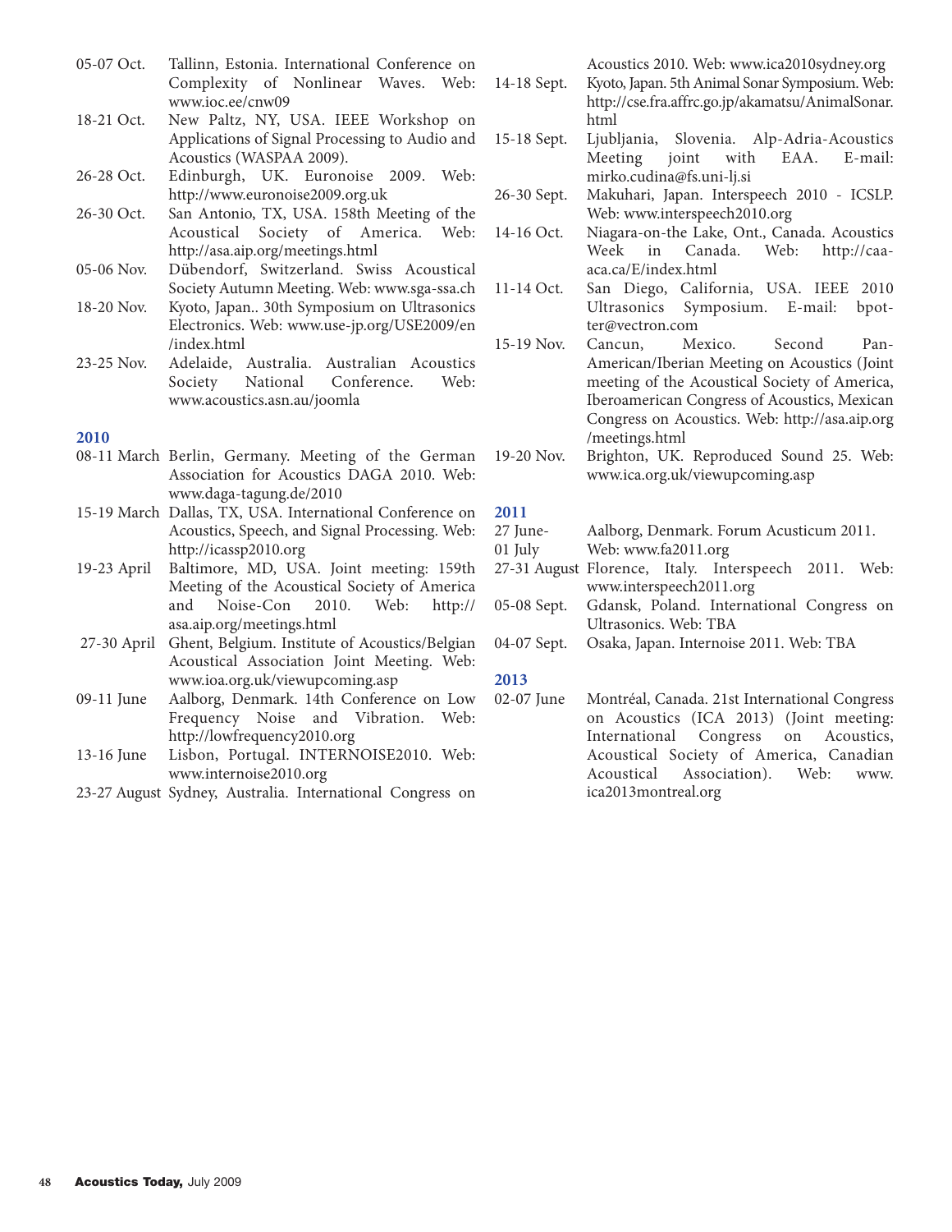05-07 Oct. Tallinn, Estonia. International Conference on Complexity of Nonlinear Waves. Web: www.ioc.ee/cnw09

18-21 Oct. New Paltz, NY, USA. IEEE Workshop on Applications of Signal Processing to Audio and Acoustics (WASPAA 2009).

26-28 Oct. Edinburgh, UK. Euronoise 2009. Web: http://www.euronoise2009.org.uk

26-30 Oct. San Antonio, TX, USA. 158th Meeting of the Acoustical Society of America. Web: http://asa.aip.org/meetings.html

05-06 Nov. Dübendorf, Switzerland. Swiss Acoustical Society Autumn Meeting. Web: www.sga-ssa.ch

18-20 Nov. Kyoto, Japan.. 30th Symposium on Ultrasonics Electronics. Web: www.use-jp.org/USE2009/en/index.html

23-25 Nov. Adelaide, Australia. Australian Acoustics Society National Conference. Web: www.acoustics.asn.au/joomla

## 2010

08-11 March Berlin, Germany. Meeting of the German Association for Acoustics DAGA 2010. Web: www.daga-tagung.de/2010

15-19 March Dallas, TX, USA. International Conference on Acoustics, Speech, and Signal Processing. Web: http://icassp2010.org

19-23 April Baltimore, MD, USA. Joint meeting: 159th Meeting of the Acoustical Society of America and Noise-Con 2010. Web: http://asa.aip.org/meetings.html

27-30 April Ghent, Belgium. Institute of Acoustics/Belgian Acoustical Association Joint Meeting. Web: www.ioa.org.uk/viewupcoming.asp

09-11 June Aalborg, Denmark. 14th Conference on Low Frequency Noise and Vibration. Web: http://lowfrequency2010.org

13-16 June Lisbon, Portugal. INTERNOISE2010. Web: www.internoise2010.org

23-27 August Sydney, Australia. International Congress on Acoustics 2010. Web: www.ica2010sydney.org

14-18 Sept. Kyoto, Japan. 5th Animal Sonar Symposium. Web: http://cse.fra.affrc.go.jp/akamatsu/AnimalSonar.html

15-18 Sept. Ljubljania, Slovenia. Alp-Adria-Acoustics Meeting joint with EAA. E-mail: mirko.cudina@fs.uni-lj.si

26-30 Sept. Makuhari, Japan. Interspeech 2010 - ICSLP. Web: www.interspeech2010.org

14-16 Oct. Niagara-on-the Lake, Ont., Canada. Acoustics Week in Canada. Web: http://caa-aca.ca/E/index.html

11-14 Oct. San Diego, California, USA. IEEE 2010 Ultrasonics Symposium. E-mail: bpotter@vectron.com

15-19 Nov. Cancun, Mexico. Second Pan-American/Iberian Meeting on Acoustics (Joint meeting of the Acoustical Society of America, Iberoamerican Congress of Acoustics, Mexican Congress on Acoustics. Web: http://asa.aip.org/meetings.html

19-20 Nov. Brighton, UK. Reproduced Sound 25. Web: www.ica.org.uk/viewupcoming.asp

## 2011

27 June-01 July Aalborg, Denmark. Forum Acusticum 2011. Web: www.fa2011.org

27-31 August Florence, Italy. Interspeech 2011. Web: www.interspeech2011.org

05-08 Sept. Gdansk, Poland. International Congress on Ultrasonics. Web: TBA

04-07 Sept. Osaka, Japan. Internoise 2011. Web: TBA

## 2013

02-07 June Montréal, Canada. 21st International Congress on Acoustics (ICA 2013) (Joint meeting: International Congress on Acoustics, Acoustical Society of America, Canadian Acoustical Association). Web: www.ica2013montreal.org